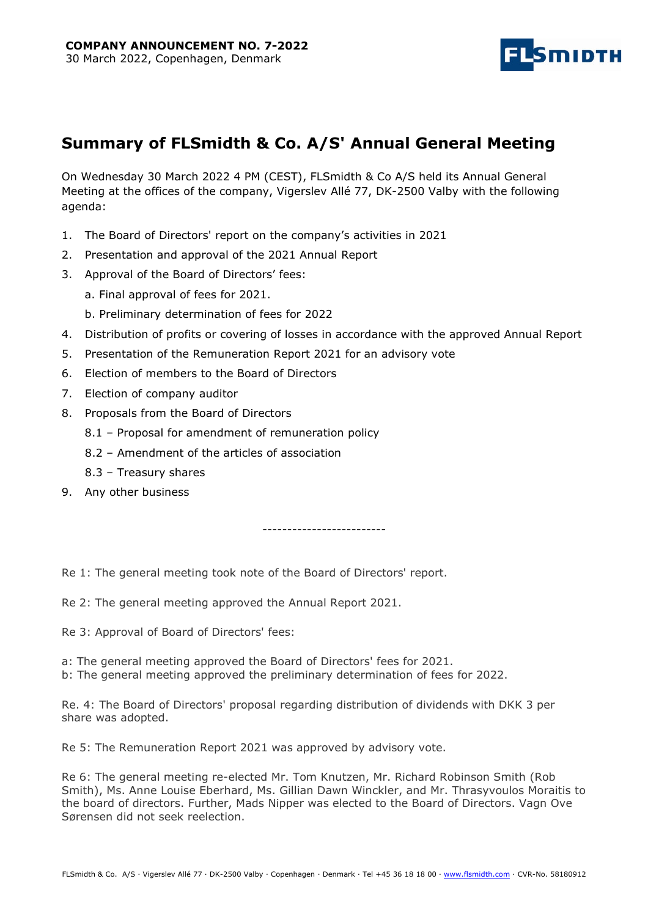**COMPANY ANNOUNCEMENT NO. 7-2022**
30 March 2022, Copenhagen, Denmark

# Summary of FLSmidth & Co. A/S' Annual General Meeting

On Wednesday 30 March 2022 4 PM (CEST), FLSmidth & Co A/S held its Annual General Meeting at the offices of the company, Vigerslev Allé 77, DK-2500 Valby with the following agenda:

1. The Board of Directors' report on the company's activities in 2021
2. Presentation and approval of the 2021 Annual Report
3. Approval of the Board of Directors' fees:
   a. Final approval of fees for 2021.
   b. Preliminary determination of fees for 2022
4. Distribution of profits or covering of losses in accordance with the approved Annual Report
5. Presentation of the Remuneration Report 2021 for an advisory vote
6. Election of members to the Board of Directors
7. Election of company auditor
8. Proposals from the Board of Directors
   8.1 – Proposal for amendment of remuneration policy
   8.2 – Amendment of the articles of association
   8.3 – Treasury shares
9. Any other business

-------------------------

Re 1: The general meeting took note of the Board of Directors' report.

Re 2: The general meeting approved the Annual Report 2021.

Re 3: Approval of Board of Directors' fees:

a: The general meeting approved the Board of Directors' fees for 2021.
b: The general meeting approved the preliminary determination of fees for 2022.

Re. 4: The Board of Directors' proposal regarding distribution of dividends with DKK 3 per share was adopted.

Re 5: The Remuneration Report 2021 was approved by advisory vote.

Re 6: The general meeting re-elected Mr. Tom Knutzen, Mr. Richard Robinson Smith (Rob Smith), Ms. Anne Louise Eberhard, Ms. Gillian Dawn Winckler, and Mr. Thrasyvoulos Moraitis to the board of directors. Further, Mads Nipper was elected to the Board of Directors. Vagn Ove Sørensen did not seek reelection.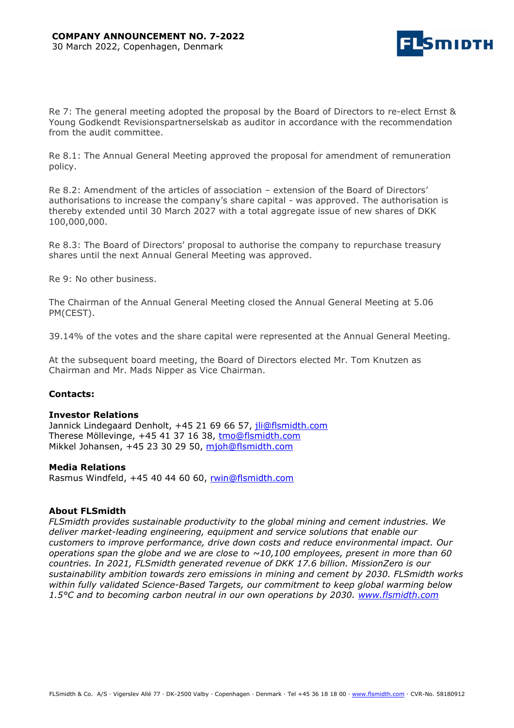Re 7: The general meeting adopted the proposal by the Board of Directors to re-elect Ernst & Young Godkendt Revisionspartnerselskab as auditor in accordance with the recommendation from the audit committee.

Re 8.1: The Annual General Meeting approved the proposal for amendment of remuneration policy.

Re 8.2: Amendment of the articles of association – extension of the Board of Directors' authorisations to increase the company's share capital - was approved. The authorisation is thereby extended until 30 March 2027 with a total aggregate issue of new shares of DKK 100,000,000.

Re 8.3: The Board of Directors' proposal to authorise the company to repurchase treasury shares until the next Annual General Meeting was approved.

Re 9: No other business.

The Chairman of the Annual General Meeting closed the Annual General Meeting at 5.06 PM(CEST).

39.14% of the votes and the share capital were represented at the Annual General Meeting.

At the subsequent board meeting, the Board of Directors elected Mr. Tom Knutzen as Chairman and Mr. Mads Nipper as Vice Chairman.

**Contacts:**

**Investor Relations**
Jannick Lindegaard Denholt, +45 21 69 66 57, jli@flsmidth.com
Therese Möllevinge, +45 41 37 16 38, tmo@flsmidth.com
Mikkel Johansen, +45 23 30 29 50, mjoh@flsmidth.com

**Media Relations**
Rasmus Windfeld, +45 40 44 60 60, rwin@flsmidth.com

**About FLSmidth**
*FLSmidth provides sustainable productivity to the global mining and cement industries. We deliver market-leading engineering, equipment and service solutions that enable our customers to improve performance, drive down costs and reduce environmental impact. Our operations span the globe and we are close to ~10,100 employees, present in more than 60 countries. In 2021, FLSmidth generated revenue of DKK 17.6 billion. MissionZero is our sustainability ambition towards zero emissions in mining and cement by 2030. FLSmidth works within fully validated Science-Based Targets, our commitment to keep global warming below 1.5°C and to becoming carbon neutral in our own operations by 2030. www.flsmidth.com*